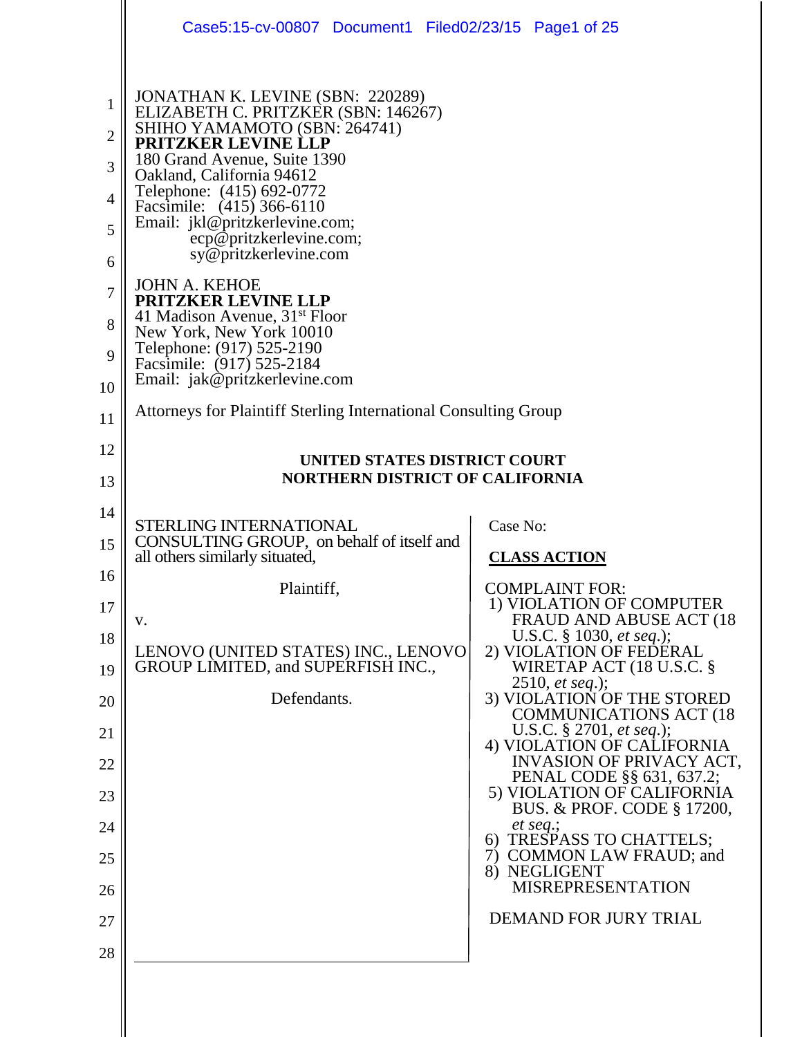JONATHAN K. LEVINE (SBN: 220289)
ELIZABETH C. PRITZKER (SBN: 146267)
SHIHO YAMAMOTO (SBN: 264741)
**PRITZKER LEVINE LLP**
180 Grand Avenue, Suite 1390
Oakland, California 94612
Telephone: (415) 692-0772
Facsimile: (415) 366-6110
Email: jkl@pritzkerlevine.com;
ecp@pritzkerlevine.com;
sy@pritzkerlevine.com

JOHN A. KEHOE
**PRITZKER LEVINE LLP**
41 Madison Avenue, 31st Floor
New York, New York 10010
Telephone: (917) 525-2190
Facsimile: (917) 525-2184
Email: jak@pritzkerlevine.com

Attorneys for Plaintiff Sterling International Consulting Group

**UNITED STATES DISTRICT COURT**
**NORTHERN DISTRICT OF CALIFORNIA**

STERLING INTERNATIONAL CONSULTING GROUP, on behalf of itself and all others similarly situated,

Plaintiff,

v.

LENOVO (UNITED STATES) INC., LENOVO GROUP LIMITED, and SUPERFISH INC.,

Defendants.

Case No:

**CLASS ACTION**

COMPLAINT FOR:
1) VIOLATION OF COMPUTER FRAUD AND ABUSE ACT (18 U.S.C. § 1030, *et seq.*);
2) VIOLATION OF FEDERAL WIRETAP ACT (18 U.S.C. § 2510, *et seq.*);
3) VIOLATION OF THE STORED COMMUNICATIONS ACT (18 U.S.C. § 2701, *et seq.*);
4) VIOLATION OF CALIFORNIA INVASION OF PRIVACY ACT, PENAL CODE §§ 631, 637.2;
5) VIOLATION OF CALIFORNIA BUS. & PROF. CODE § 17200, *et seq.*;
6) TRESPASS TO CHATTELS;
7) COMMON LAW FRAUD; and
8) NEGLIGENT MISREPRESENTATION

DEMAND FOR JURY TRIAL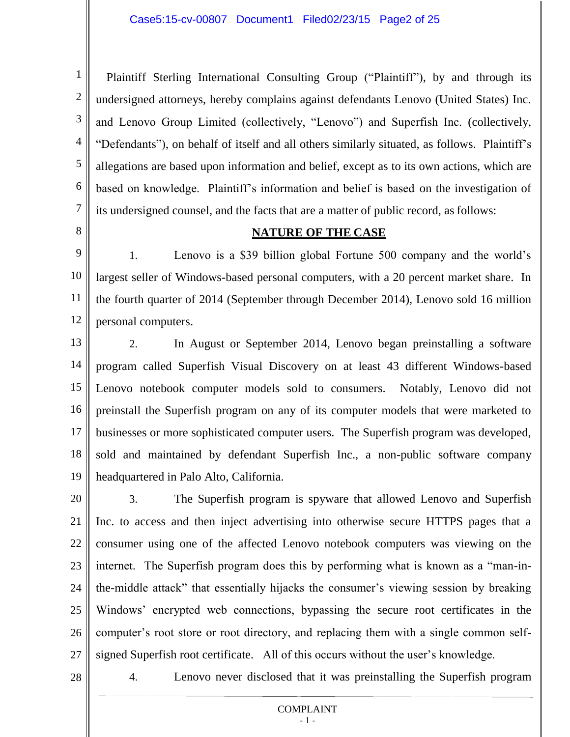Plaintiff Sterling International Consulting Group ("Plaintiff"), by and through its undersigned attorneys, hereby complains against defendants Lenovo (United States) Inc. and Lenovo Group Limited (collectively, "Lenovo") and Superfish Inc. (collectively, "Defendants"), on behalf of itself and all others similarly situated, as follows. Plaintiff's allegations are based upon information and belief, except as to its own actions, which are based on knowledge. Plaintiff's information and belief is based on the investigation of its undersigned counsel, and the facts that are a matter of public record, as follows:

## NATURE OF THE CASE

1. Lenovo is a $39 billion global Fortune 500 company and the world's largest seller of Windows-based personal computers, with a 20 percent market share. In the fourth quarter of 2014 (September through December 2014), Lenovo sold 16 million personal computers.

2. In August or September 2014, Lenovo began preinstalling a software program called Superfish Visual Discovery on at least 43 different Windows-based Lenovo notebook computer models sold to consumers. Notably, Lenovo did not preinstall the Superfish program on any of its computer models that were marketed to businesses or more sophisticated computer users. The Superfish program was developed, sold and maintained by defendant Superfish Inc., a non-public software company headquartered in Palo Alto, California.

3. The Superfish program is spyware that allowed Lenovo and Superfish Inc. to access and then inject advertising into otherwise secure HTTPS pages that a consumer using one of the affected Lenovo notebook computers was viewing on the internet. The Superfish program does this by performing what is known as a "man-in-the-middle attack" that essentially hijacks the consumer's viewing session by breaking Windows' encrypted web connections, bypassing the secure root certificates in the computer's root store or root directory, and replacing them with a single common self-signed Superfish root certificate. All of this occurs without the user's knowledge.

4. Lenovo never disclosed that it was preinstalling the Superfish program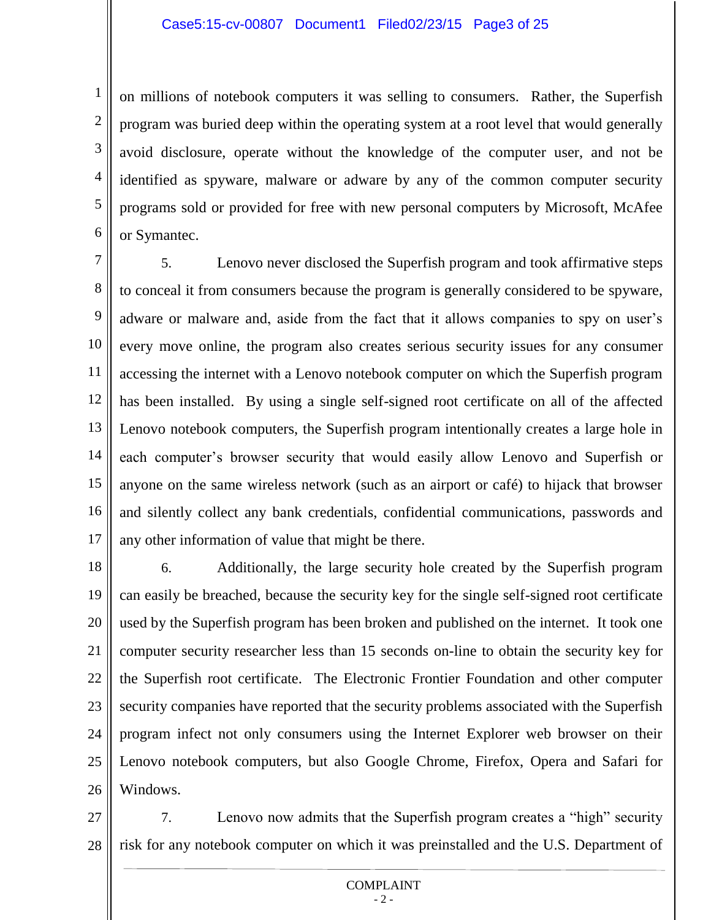on millions of notebook computers it was selling to consumers. Rather, the Superfish program was buried deep within the operating system at a root level that would generally avoid disclosure, operate without the knowledge of the computer user, and not be identified as spyware, malware or adware by any of the common computer security programs sold or provided for free with new personal computers by Microsoft, McAfee or Symantec.

5. Lenovo never disclosed the Superfish program and took affirmative steps to conceal it from consumers because the program is generally considered to be spyware, adware or malware and, aside from the fact that it allows companies to spy on user's every move online, the program also creates serious security issues for any consumer accessing the internet with a Lenovo notebook computer on which the Superfish program has been installed. By using a single self-signed root certificate on all of the affected Lenovo notebook computers, the Superfish program intentionally creates a large hole in each computer's browser security that would easily allow Lenovo and Superfish or anyone on the same wireless network (such as an airport or café) to hijack that browser and silently collect any bank credentials, confidential communications, passwords and any other information of value that might be there.

6. Additionally, the large security hole created by the Superfish program can easily be breached, because the security key for the single self-signed root certificate used by the Superfish program has been broken and published on the internet. It took one computer security researcher less than 15 seconds on-line to obtain the security key for the Superfish root certificate. The Electronic Frontier Foundation and other computer security companies have reported that the security problems associated with the Superfish program infect not only consumers using the Internet Explorer web browser on their Lenovo notebook computers, but also Google Chrome, Firefox, Opera and Safari for Windows.

7. Lenovo now admits that the Superfish program creates a "high" security risk for any notebook computer on which it was preinstalled and the U.S. Department of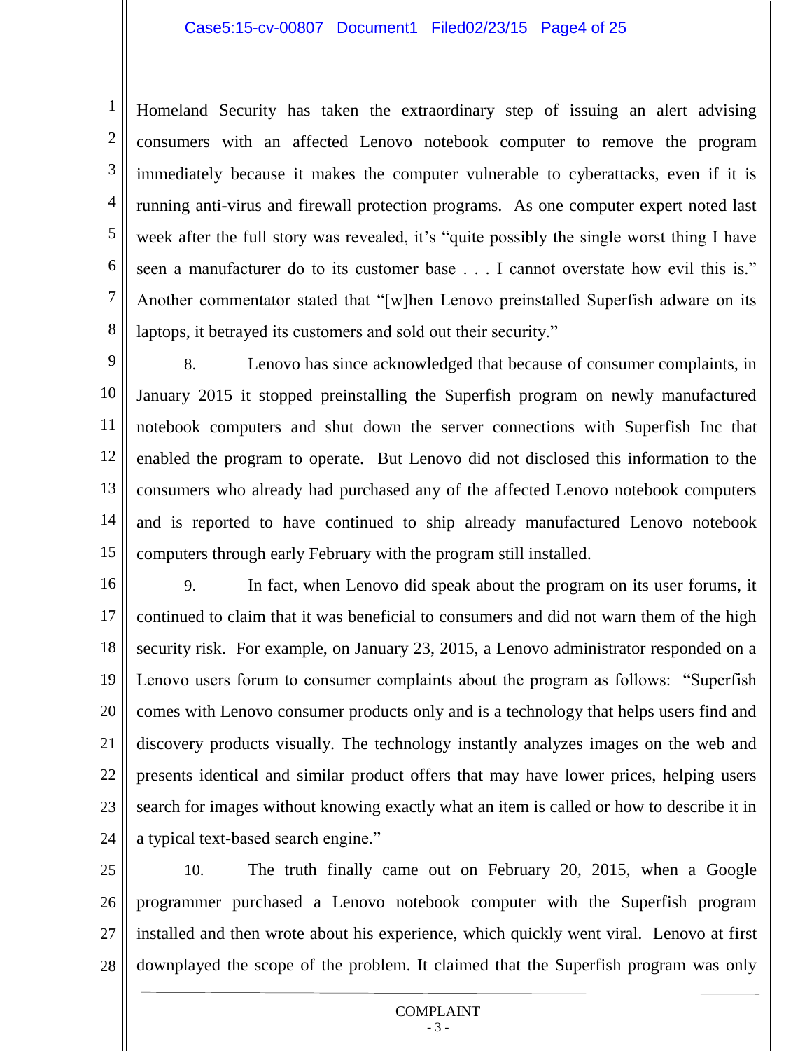Homeland Security has taken the extraordinary step of issuing an alert advising consumers with an affected Lenovo notebook computer to remove the program immediately because it makes the computer vulnerable to cyberattacks, even if it is running anti-virus and firewall protection programs. As one computer expert noted last week after the full story was revealed, it's "quite possibly the single worst thing I have seen a manufacturer do to its customer base . . . I cannot overstate how evil this is." Another commentator stated that "[w]hen Lenovo preinstalled Superfish adware on its laptops, it betrayed its customers and sold out their security."

8. Lenovo has since acknowledged that because of consumer complaints, in January 2015 it stopped preinstalling the Superfish program on newly manufactured notebook computers and shut down the server connections with Superfish Inc that enabled the program to operate. But Lenovo did not disclosed this information to the consumers who already had purchased any of the affected Lenovo notebook computers and is reported to have continued to ship already manufactured Lenovo notebook computers through early February with the program still installed.

9. In fact, when Lenovo did speak about the program on its user forums, it continued to claim that it was beneficial to consumers and did not warn them of the high security risk. For example, on January 23, 2015, a Lenovo administrator responded on a Lenovo users forum to consumer complaints about the program as follows: "Superfish comes with Lenovo consumer products only and is a technology that helps users find and discovery products visually. The technology instantly analyzes images on the web and presents identical and similar product offers that may have lower prices, helping users search for images without knowing exactly what an item is called or how to describe it in a typical text-based search engine."

10. The truth finally came out on February 20, 2015, when a Google programmer purchased a Lenovo notebook computer with the Superfish program installed and then wrote about his experience, which quickly went viral. Lenovo at first downplayed the scope of the problem. It claimed that the Superfish program was only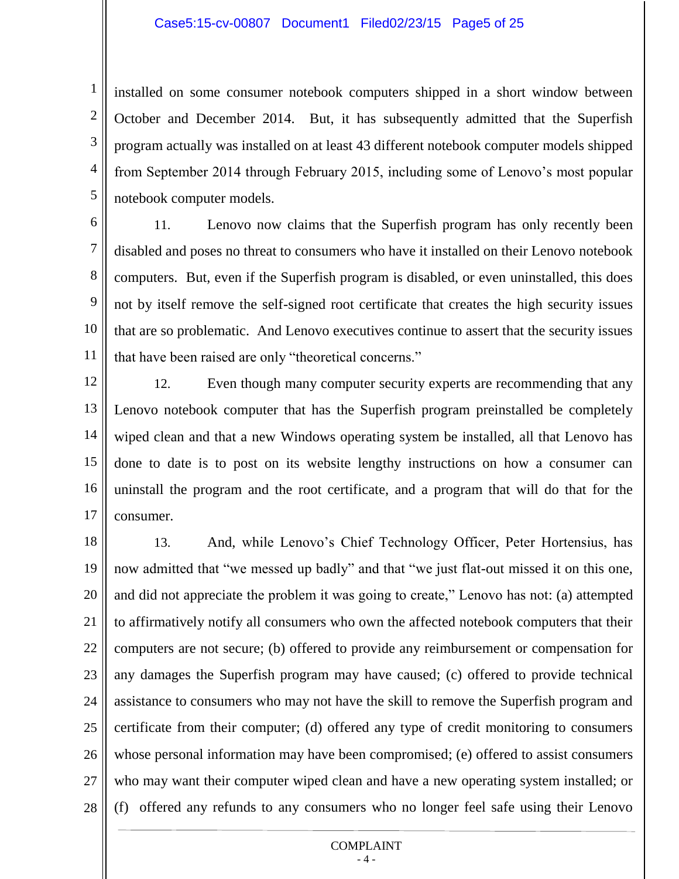installed on some consumer notebook computers shipped in a short window between October and December 2014. But, it has subsequently admitted that the Superfish program actually was installed on at least 43 different notebook computer models shipped from September 2014 through February 2015, including some of Lenovo's most popular notebook computer models.

11. Lenovo now claims that the Superfish program has only recently been disabled and poses no threat to consumers who have it installed on their Lenovo notebook computers. But, even if the Superfish program is disabled, or even uninstalled, this does not by itself remove the self-signed root certificate that creates the high security issues that are so problematic. And Lenovo executives continue to assert that the security issues that have been raised are only "theoretical concerns."

12. Even though many computer security experts are recommending that any Lenovo notebook computer that has the Superfish program preinstalled be completely wiped clean and that a new Windows operating system be installed, all that Lenovo has done to date is to post on its website lengthy instructions on how a consumer can uninstall the program and the root certificate, and a program that will do that for the consumer.

13. And, while Lenovo's Chief Technology Officer, Peter Hortensius, has now admitted that "we messed up badly" and that "we just flat-out missed it on this one, and did not appreciate the problem it was going to create," Lenovo has not: (a) attempted to affirmatively notify all consumers who own the affected notebook computers that their computers are not secure; (b) offered to provide any reimbursement or compensation for any damages the Superfish program may have caused; (c) offered to provide technical assistance to consumers who may not have the skill to remove the Superfish program and certificate from their computer; (d) offered any type of credit monitoring to consumers whose personal information may have been compromised; (e) offered to assist consumers who may want their computer wiped clean and have a new operating system installed; or (f) offered any refunds to any consumers who no longer feel safe using their Lenovo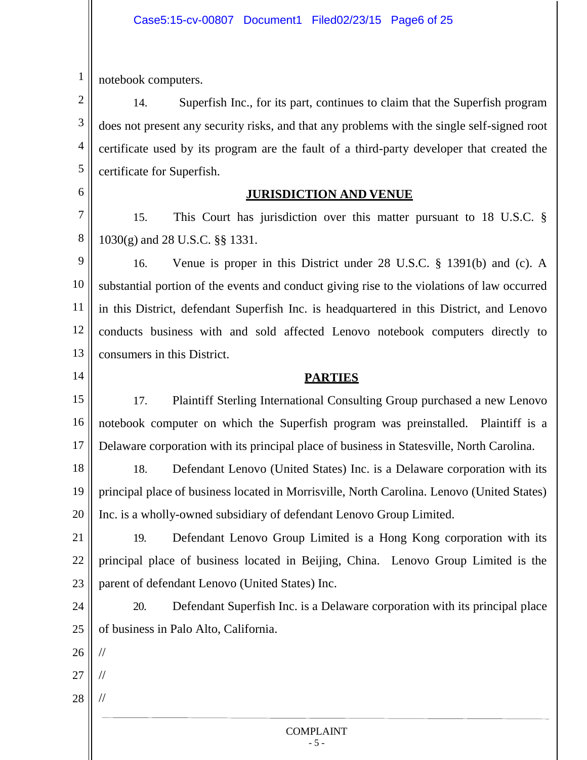notebook computers.

14. Superfish Inc., for its part, continues to claim that the Superfish program does not present any security risks, and that any problems with the single self-signed root certificate used by its program are the fault of a third-party developer that created the certificate for Superfish.

## JURISDICTION AND VENUE

15. This Court has jurisdiction over this matter pursuant to 18 U.S.C. § 1030(g) and 28 U.S.C. §§ 1331.

16. Venue is proper in this District under 28 U.S.C. § 1391(b) and (c). A substantial portion of the events and conduct giving rise to the violations of law occurred in this District, defendant Superfish Inc. is headquartered in this District, and Lenovo conducts business with and sold affected Lenovo notebook computers directly to consumers in this District.

## PARTIES

17. Plaintiff Sterling International Consulting Group purchased a new Lenovo notebook computer on which the Superfish program was preinstalled. Plaintiff is a Delaware corporation with its principal place of business in Statesville, North Carolina.

18. Defendant Lenovo (United States) Inc. is a Delaware corporation with its principal place of business located in Morrisville, North Carolina. Lenovo (United States) Inc. is a wholly-owned subsidiary of defendant Lenovo Group Limited.

19. Defendant Lenovo Group Limited is a Hong Kong corporation with its principal place of business located in Beijing, China. Lenovo Group Limited is the parent of defendant Lenovo (United States) Inc.

20. Defendant Superfish Inc. is a Delaware corporation with its principal place of business in Palo Alto, California.

//

//

//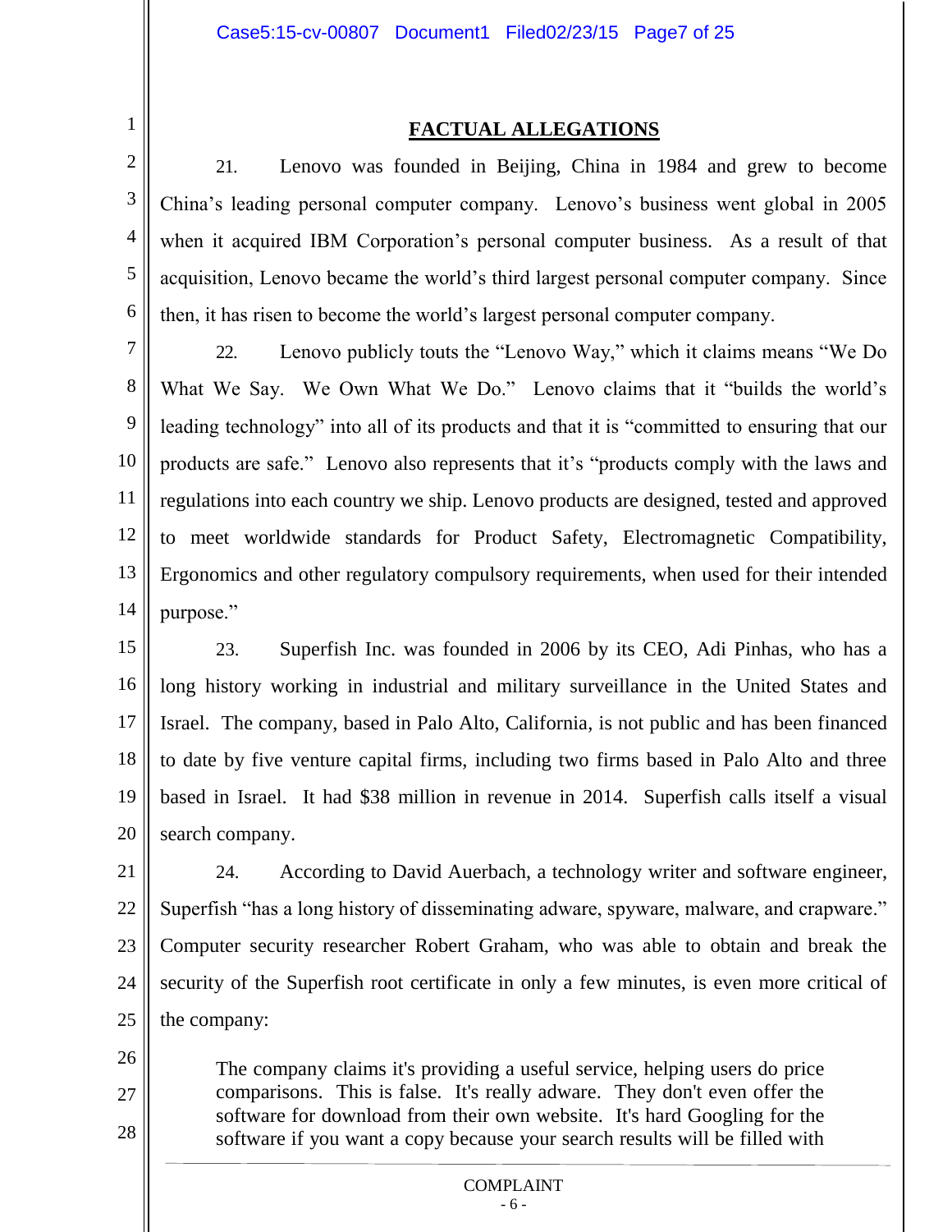## FACTUAL ALLEGATIONS

21. Lenovo was founded in Beijing, China in 1984 and grew to become China's leading personal computer company. Lenovo's business went global in 2005 when it acquired IBM Corporation's personal computer business. As a result of that acquisition, Lenovo became the world's third largest personal computer company. Since then, it has risen to become the world's largest personal computer company.

22. Lenovo publicly touts the "Lenovo Way," which it claims means "We Do What We Say. We Own What We Do." Lenovo claims that it "builds the world's leading technology" into all of its products and that it is "committed to ensuring that our products are safe." Lenovo also represents that it's "products comply with the laws and regulations into each country we ship. Lenovo products are designed, tested and approved to meet worldwide standards for Product Safety, Electromagnetic Compatibility, Ergonomics and other regulatory compulsory requirements, when used for their intended purpose."

23. Superfish Inc. was founded in 2006 by its CEO, Adi Pinhas, who has a long history working in industrial and military surveillance in the United States and Israel. The company, based in Palo Alto, California, is not public and has been financed to date by five venture capital firms, including two firms based in Palo Alto and three based in Israel. It had $38 million in revenue in 2014. Superfish calls itself a visual search company.

24. According to David Auerbach, a technology writer and software engineer, Superfish "has a long history of disseminating adware, spyware, malware, and crapware." Computer security researcher Robert Graham, who was able to obtain and break the security of the Superfish root certificate in only a few minutes, is even more critical of the company:

> The company claims it's providing a useful service, helping users do price comparisons. This is false. It's really adware. They don't even offer the software for download from their own website. It's hard Googling for the software if you want a copy because your search results will be filled with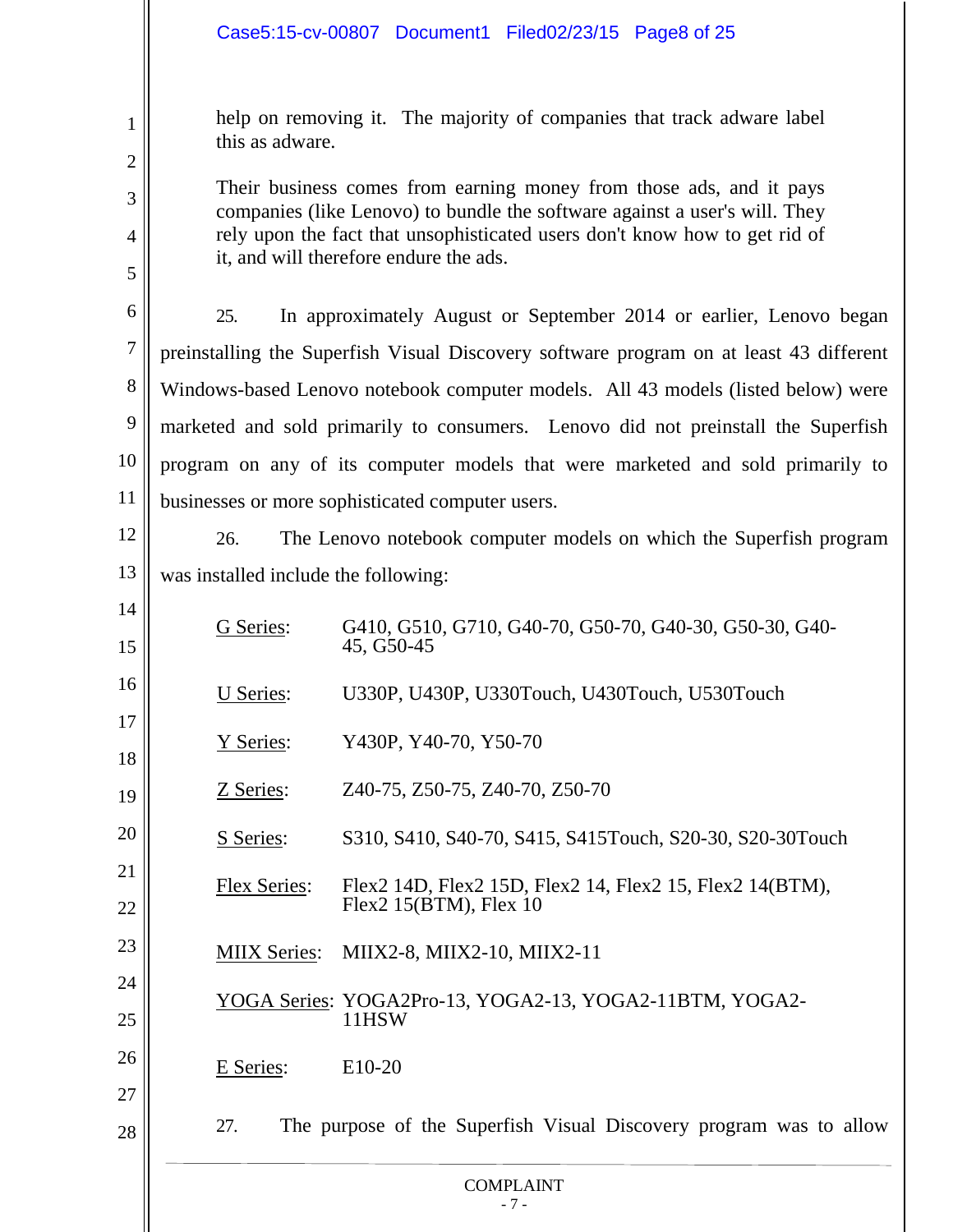help on removing it. The majority of companies that track adware label this as adware.

Their business comes from earning money from those ads, and it pays companies (like Lenovo) to bundle the software against a user's will. They rely upon the fact that unsophisticated users don't know how to get rid of it, and will therefore endure the ads.

25. In approximately August or September 2014 or earlier, Lenovo began preinstalling the Superfish Visual Discovery software program on at least 43 different Windows-based Lenovo notebook computer models. All 43 models (listed below) were marketed and sold primarily to consumers. Lenovo did not preinstall the Superfish program on any of its computer models that were marketed and sold primarily to businesses or more sophisticated computer users.

26. The Lenovo notebook computer models on which the Superfish program was installed include the following:

| | |
|---|---|
| G Series: | G410, G510, G710, G40-70, G50-70, G40-30, G50-30, G40-45, G50-45 |
| U Series: | U330P, U430P, U330Touch, U430Touch, U530Touch |
| Y Series: | Y430P, Y40-70, Y50-70 |
| Z Series: | Z40-75, Z50-75, Z40-70, Z50-70 |
| S Series: | S310, S410, S40-70, S415, S415Touch, S20-30, S20-30Touch |
| Flex Series: | Flex2 14D, Flex2 15D, Flex2 14, Flex2 15, Flex2 14(BTM), Flex2 15(BTM), Flex 10 |
| MIIX Series: | MIIX2-8, MIIX2-10, MIIX2-11 |
| YOGA Series: | YOGA2Pro-13, YOGA2-13, YOGA2-11BTM, YOGA2-11HSW |
| E Series: | E10-20 |

27. The purpose of the Superfish Visual Discovery program was to allow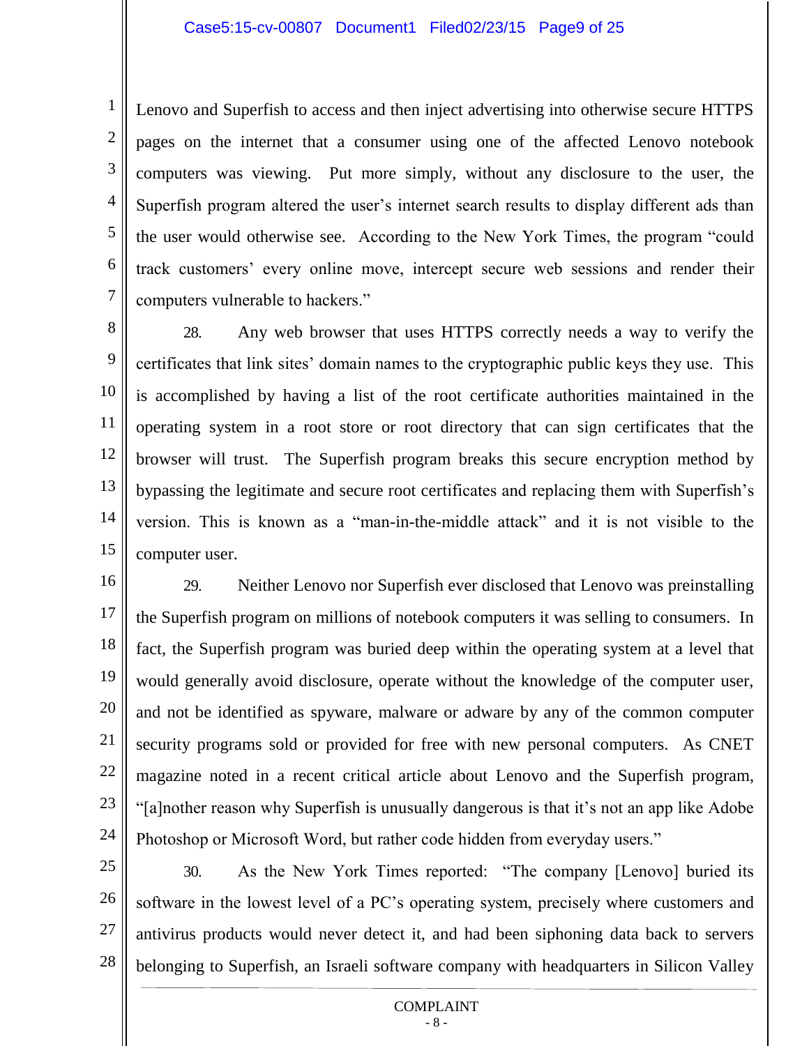Lenovo and Superfish to access and then inject advertising into otherwise secure HTTPS pages on the internet that a consumer using one of the affected Lenovo notebook computers was viewing. Put more simply, without any disclosure to the user, the Superfish program altered the user's internet search results to display different ads than the user would otherwise see. According to the New York Times, the program "could track customers' every online move, intercept secure web sessions and render their computers vulnerable to hackers."

28. Any web browser that uses HTTPS correctly needs a way to verify the certificates that link sites' domain names to the cryptographic public keys they use. This is accomplished by having a list of the root certificate authorities maintained in the operating system in a root store or root directory that can sign certificates that the browser will trust. The Superfish program breaks this secure encryption method by bypassing the legitimate and secure root certificates and replacing them with Superfish's version. This is known as a "man-in-the-middle attack" and it is not visible to the computer user.

29. Neither Lenovo nor Superfish ever disclosed that Lenovo was preinstalling the Superfish program on millions of notebook computers it was selling to consumers. In fact, the Superfish program was buried deep within the operating system at a level that would generally avoid disclosure, operate without the knowledge of the computer user, and not be identified as spyware, malware or adware by any of the common computer security programs sold or provided for free with new personal computers. As CNET magazine noted in a recent critical article about Lenovo and the Superfish program, "[a]nother reason why Superfish is unusually dangerous is that it's not an app like Adobe Photoshop or Microsoft Word, but rather code hidden from everyday users."

30. As the New York Times reported: "The company [Lenovo] buried its software in the lowest level of a PC's operating system, precisely where customers and antivirus products would never detect it, and had been siphoning data back to servers belonging to Superfish, an Israeli software company with headquarters in Silicon Valley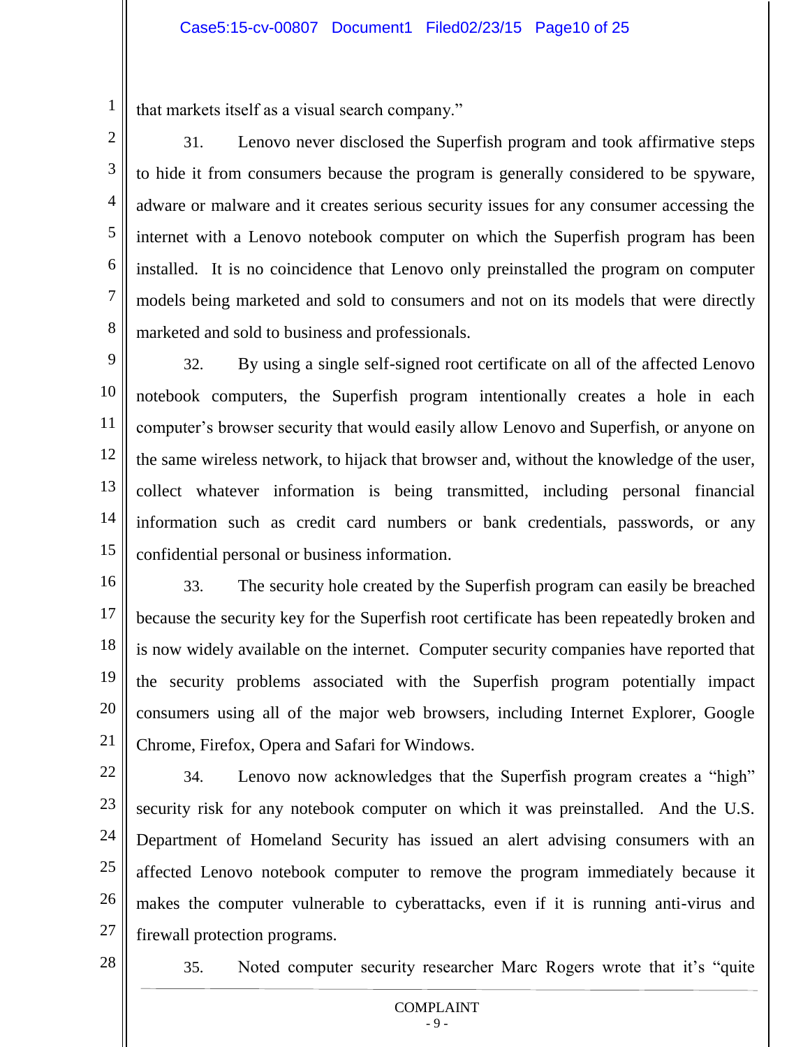that markets itself as a visual search company."

31. Lenovo never disclosed the Superfish program and took affirmative steps to hide it from consumers because the program is generally considered to be spyware, adware or malware and it creates serious security issues for any consumer accessing the internet with a Lenovo notebook computer on which the Superfish program has been installed. It is no coincidence that Lenovo only preinstalled the program on computer models being marketed and sold to consumers and not on its models that were directly marketed and sold to business and professionals.

32. By using a single self-signed root certificate on all of the affected Lenovo notebook computers, the Superfish program intentionally creates a hole in each computer's browser security that would easily allow Lenovo and Superfish, or anyone on the same wireless network, to hijack that browser and, without the knowledge of the user, collect whatever information is being transmitted, including personal financial information such as credit card numbers or bank credentials, passwords, or any confidential personal or business information.

33. The security hole created by the Superfish program can easily be breached because the security key for the Superfish root certificate has been repeatedly broken and is now widely available on the internet. Computer security companies have reported that the security problems associated with the Superfish program potentially impact consumers using all of the major web browsers, including Internet Explorer, Google Chrome, Firefox, Opera and Safari for Windows.

34. Lenovo now acknowledges that the Superfish program creates a "high" security risk for any notebook computer on which it was preinstalled. And the U.S. Department of Homeland Security has issued an alert advising consumers with an affected Lenovo notebook computer to remove the program immediately because it makes the computer vulnerable to cyberattacks, even if it is running anti-virus and firewall protection programs.

35. Noted computer security researcher Marc Rogers wrote that it's "quite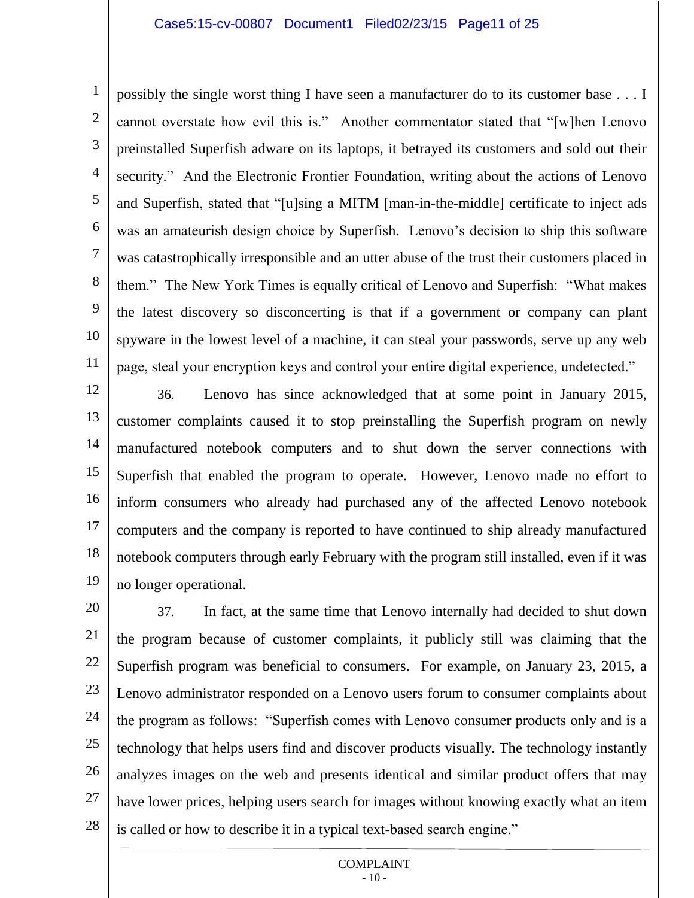possibly the single worst thing I have seen a manufacturer do to its customer base . . . I cannot overstate how evil this is." Another commentator stated that "[w]hen Lenovo preinstalled Superfish adware on its laptops, it betrayed its customers and sold out their security." And the Electronic Frontier Foundation, writing about the actions of Lenovo and Superfish, stated that "[u]sing a MITM [man-in-the-middle] certificate to inject ads was an amateurish design choice by Superfish. Lenovo's decision to ship this software was catastrophically irresponsible and an utter abuse of the trust their customers placed in them." The New York Times is equally critical of Lenovo and Superfish: "What makes the latest discovery so disconcerting is that if a government or company can plant spyware in the lowest level of a machine, it can steal your passwords, serve up any web page, steal your encryption keys and control your entire digital experience, undetected."

36. Lenovo has since acknowledged that at some point in January 2015, customer complaints caused it to stop preinstalling the Superfish program on newly manufactured notebook computers and to shut down the server connections with Superfish that enabled the program to operate. However, Lenovo made no effort to inform consumers who already had purchased any of the affected Lenovo notebook computers and the company is reported to have continued to ship already manufactured notebook computers through early February with the program still installed, even if it was no longer operational.

37. In fact, at the same time that Lenovo internally had decided to shut down the program because of customer complaints, it publicly still was claiming that the Superfish program was beneficial to consumers. For example, on January 23, 2015, a Lenovo administrator responded on a Lenovo users forum to consumer complaints about the program as follows: "Superfish comes with Lenovo consumer products only and is a technology that helps users find and discover products visually. The technology instantly analyzes images on the web and presents identical and similar product offers that may have lower prices, helping users search for images without knowing exactly what an item is called or how to describe it in a typical text-based search engine."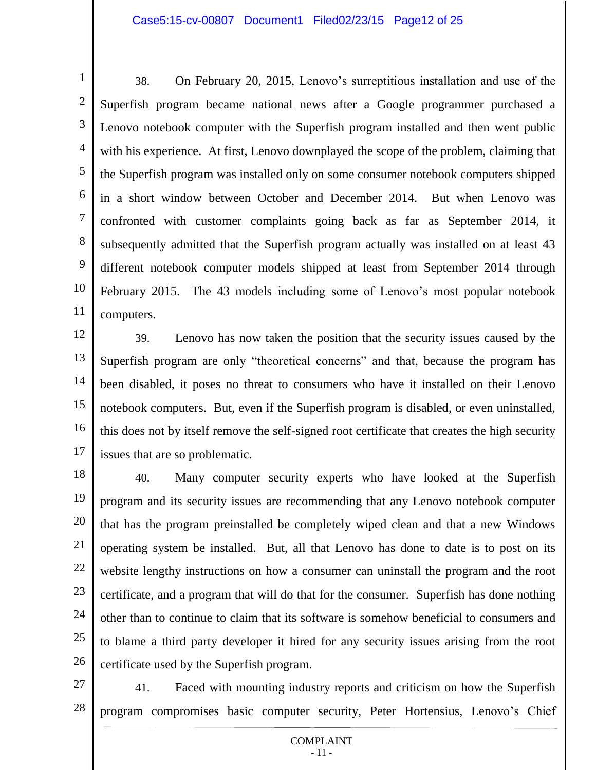38. On February 20, 2015, Lenovo's surreptitious installation and use of the Superfish program became national news after a Google programmer purchased a Lenovo notebook computer with the Superfish program installed and then went public with his experience. At first, Lenovo downplayed the scope of the problem, claiming that the Superfish program was installed only on some consumer notebook computers shipped in a short window between October and December 2014. But when Lenovo was confronted with customer complaints going back as far as September 2014, it subsequently admitted that the Superfish program actually was installed on at least 43 different notebook computer models shipped at least from September 2014 through February 2015. The 43 models including some of Lenovo's most popular notebook computers.

39. Lenovo has now taken the position that the security issues caused by the Superfish program are only "theoretical concerns" and that, because the program has been disabled, it poses no threat to consumers who have it installed on their Lenovo notebook computers. But, even if the Superfish program is disabled, or even uninstalled, this does not by itself remove the self-signed root certificate that creates the high security issues that are so problematic.

40. Many computer security experts who have looked at the Superfish program and its security issues are recommending that any Lenovo notebook computer that has the program preinstalled be completely wiped clean and that a new Windows operating system be installed. But, all that Lenovo has done to date is to post on its website lengthy instructions on how a consumer can uninstall the program and the root certificate, and a program that will do that for the consumer. Superfish has done nothing other than to continue to claim that its software is somehow beneficial to consumers and to blame a third party developer it hired for any security issues arising from the root certificate used by the Superfish program.

41. Faced with mounting industry reports and criticism on how the Superfish program compromises basic computer security, Peter Hortensius, Lenovo's Chief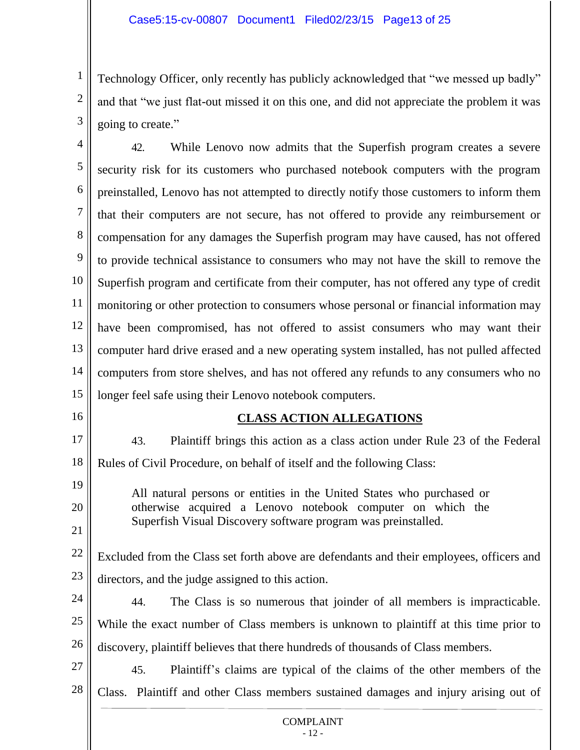Technology Officer, only recently has publicly acknowledged that "we messed up badly" and that "we just flat-out missed it on this one, and did not appreciate the problem it was going to create."

42. While Lenovo now admits that the Superfish program creates a severe security risk for its customers who purchased notebook computers with the program preinstalled, Lenovo has not attempted to directly notify those customers to inform them that their computers are not secure, has not offered to provide any reimbursement or compensation for any damages the Superfish program may have caused, has not offered to provide technical assistance to consumers who may not have the skill to remove the Superfish program and certificate from their computer, has not offered any type of credit monitoring or other protection to consumers whose personal or financial information may have been compromised, has not offered to assist consumers who may want their computer hard drive erased and a new operating system installed, has not pulled affected computers from store shelves, and has not offered any refunds to any consumers who no longer feel safe using their Lenovo notebook computers.

## CLASS ACTION ALLEGATIONS

43. Plaintiff brings this action as a class action under Rule 23 of the Federal Rules of Civil Procedure, on behalf of itself and the following Class:

> All natural persons or entities in the United States who purchased or otherwise acquired a Lenovo notebook computer on which the Superfish Visual Discovery software program was preinstalled.

Excluded from the Class set forth above are defendants and their employees, officers and directors, and the judge assigned to this action.

44. The Class is so numerous that joinder of all members is impracticable. While the exact number of Class members is unknown to plaintiff at this time prior to discovery, plaintiff believes that there hundreds of thousands of Class members.

45. Plaintiff's claims are typical of the claims of the other members of the Class. Plaintiff and other Class members sustained damages and injury arising out of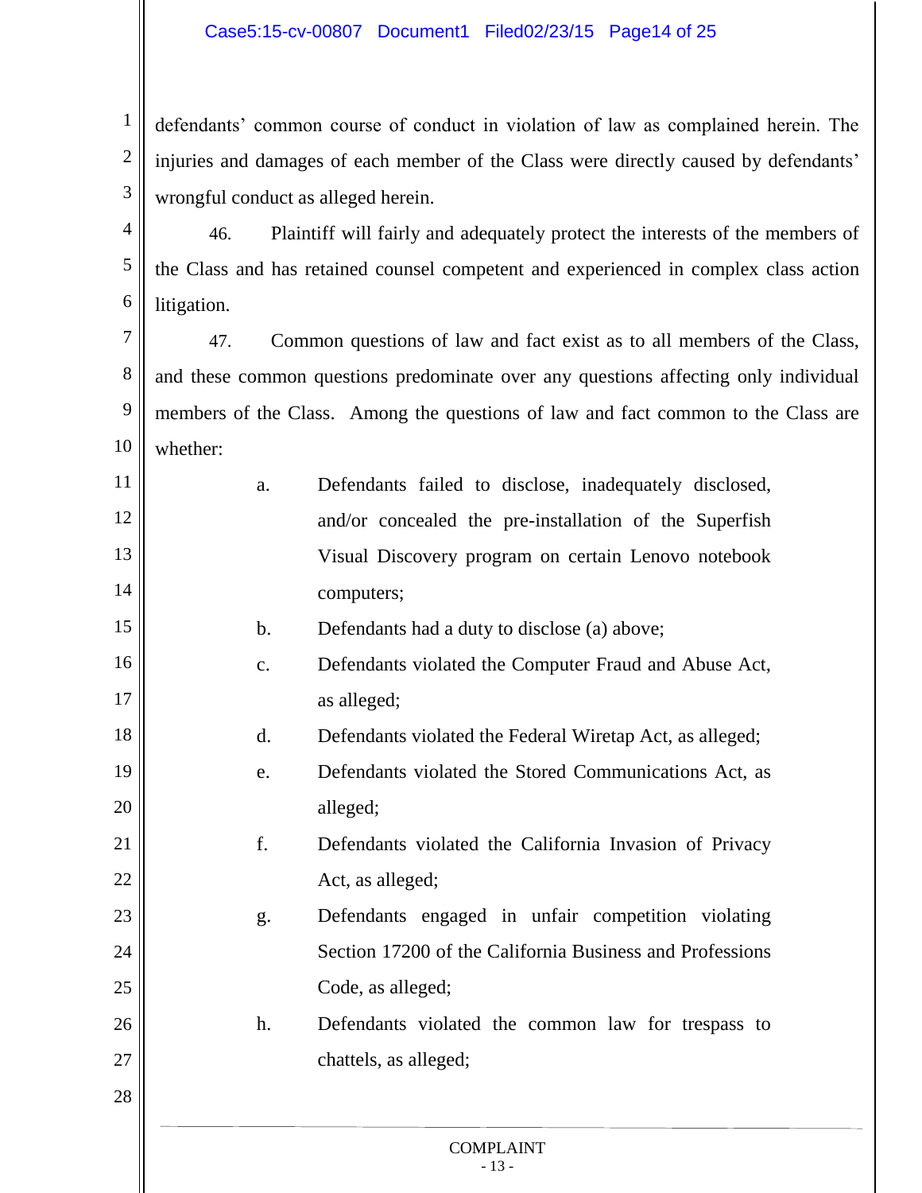defendants' common course of conduct in violation of law as complained herein. The injuries and damages of each member of the Class were directly caused by defendants' wrongful conduct as alleged herein.

46. Plaintiff will fairly and adequately protect the interests of the members of the Class and has retained counsel competent and experienced in complex class action litigation.

47. Common questions of law and fact exist as to all members of the Class, and these common questions predominate over any questions affecting only individual members of the Class. Among the questions of law and fact common to the Class are whether:

a. Defendants failed to disclose, inadequately disclosed, and/or concealed the pre-installation of the Superfish Visual Discovery program on certain Lenovo notebook computers;

b. Defendants had a duty to disclose (a) above;

c. Defendants violated the Computer Fraud and Abuse Act, as alleged;

d. Defendants violated the Federal Wiretap Act, as alleged;

e. Defendants violated the Stored Communications Act, as alleged;

f. Defendants violated the California Invasion of Privacy Act, as alleged;

g. Defendants engaged in unfair competition violating Section 17200 of the California Business and Professions Code, as alleged;

h. Defendants violated the common law for trespass to chattels, as alleged;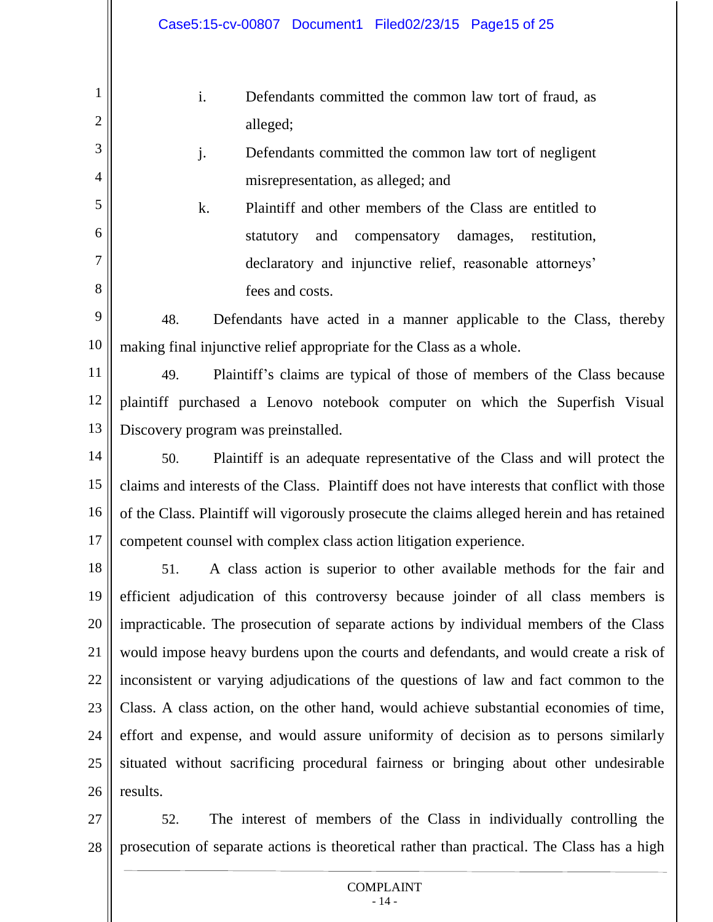i. Defendants committed the common law tort of fraud, as alleged;

j. Defendants committed the common law tort of negligent misrepresentation, as alleged; and

k. Plaintiff and other members of the Class are entitled to statutory and compensatory damages, restitution, declaratory and injunctive relief, reasonable attorneys' fees and costs.

48. Defendants have acted in a manner applicable to the Class, thereby making final injunctive relief appropriate for the Class as a whole.

49. Plaintiff's claims are typical of those of members of the Class because plaintiff purchased a Lenovo notebook computer on which the Superfish Visual Discovery program was preinstalled.

50. Plaintiff is an adequate representative of the Class and will protect the claims and interests of the Class. Plaintiff does not have interests that conflict with those of the Class. Plaintiff will vigorously prosecute the claims alleged herein and has retained competent counsel with complex class action litigation experience.

51. A class action is superior to other available methods for the fair and efficient adjudication of this controversy because joinder of all class members is impracticable. The prosecution of separate actions by individual members of the Class would impose heavy burdens upon the courts and defendants, and would create a risk of inconsistent or varying adjudications of the questions of law and fact common to the Class. A class action, on the other hand, would achieve substantial economies of time, effort and expense, and would assure uniformity of decision as to persons similarly situated without sacrificing procedural fairness or bringing about other undesirable results.

52. The interest of members of the Class in individually controlling the prosecution of separate actions is theoretical rather than practical. The Class has a high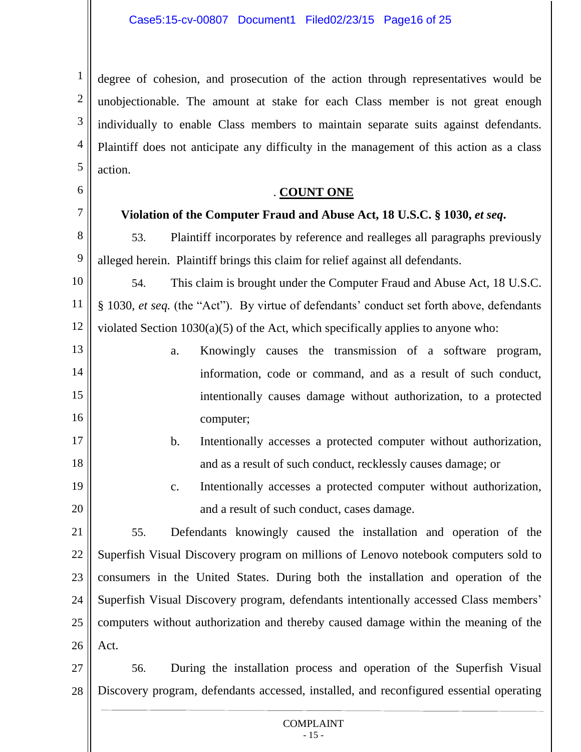degree of cohesion, and prosecution of the action through representatives would be unobjectionable. The amount at stake for each Class member is not great enough individually to enable Class members to maintain separate suits against defendants. Plaintiff does not anticipate any difficulty in the management of this action as a class action.

## . **COUNT ONE**

### Violation of the Computer Fraud and Abuse Act, 18 U.S.C. § 1030, *et seq*.

53. Plaintiff incorporates by reference and realleges all paragraphs previously alleged herein. Plaintiff brings this claim for relief against all defendants.

54. This claim is brought under the Computer Fraud and Abuse Act, 18 U.S.C. § 1030, *et seq.* (the "Act"). By virtue of defendants' conduct set forth above, defendants violated Section 1030(a)(5) of the Act, which specifically applies to anyone who:

a. Knowingly causes the transmission of a software program, information, code or command, and as a result of such conduct, intentionally causes damage without authorization, to a protected computer;

b. Intentionally accesses a protected computer without authorization, and as a result of such conduct, recklessly causes damage; or

c. Intentionally accesses a protected computer without authorization, and a result of such conduct, cases damage.

55. Defendants knowingly caused the installation and operation of the Superfish Visual Discovery program on millions of Lenovo notebook computers sold to consumers in the United States. During both the installation and operation of the Superfish Visual Discovery program, defendants intentionally accessed Class members' computers without authorization and thereby caused damage within the meaning of the Act.

56. During the installation process and operation of the Superfish Visual Discovery program, defendants accessed, installed, and reconfigured essential operating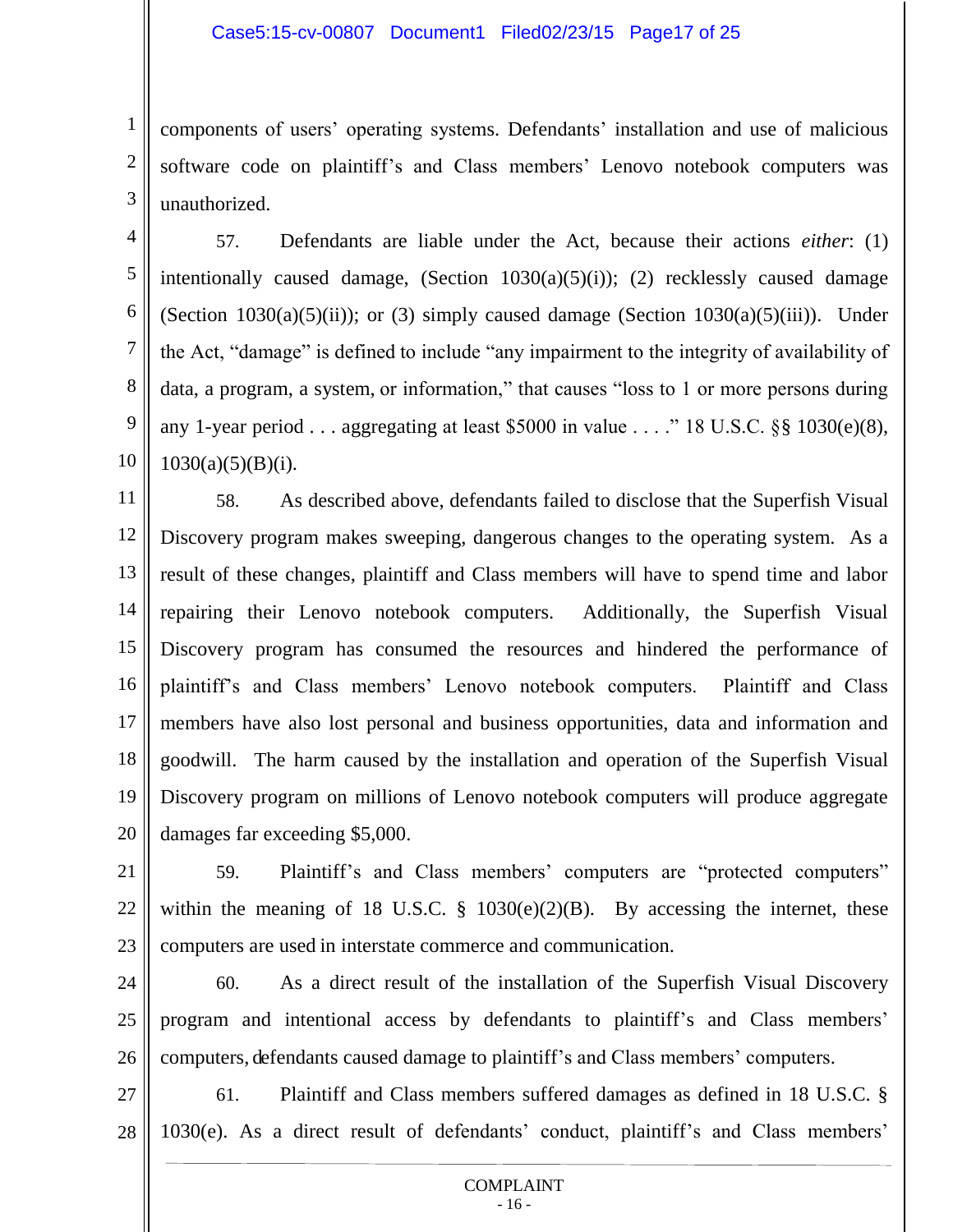components of users' operating systems. Defendants' installation and use of malicious software code on plaintiff's and Class members' Lenovo notebook computers was unauthorized.

57. Defendants are liable under the Act, because their actions *either*: (1) intentionally caused damage, (Section 1030(a)(5)(i)); (2) recklessly caused damage (Section 1030(a)(5)(ii)); or (3) simply caused damage (Section 1030(a)(5)(iii)). Under the Act, "damage" is defined to include "any impairment to the integrity of availability of data, a program, a system, or information," that causes "loss to 1 or more persons during any 1-year period . . . aggregating at least $5000 in value . . . ." 18 U.S.C. §§ 1030(e)(8), 1030(a)(5)(B)(i).

58. As described above, defendants failed to disclose that the Superfish Visual Discovery program makes sweeping, dangerous changes to the operating system. As a result of these changes, plaintiff and Class members will have to spend time and labor repairing their Lenovo notebook computers. Additionally, the Superfish Visual Discovery program has consumed the resources and hindered the performance of plaintiff's and Class members' Lenovo notebook computers. Plaintiff and Class members have also lost personal and business opportunities, data and information and goodwill. The harm caused by the installation and operation of the Superfish Visual Discovery program on millions of Lenovo notebook computers will produce aggregate damages far exceeding $5,000.

59. Plaintiff's and Class members' computers are "protected computers" within the meaning of 18 U.S.C. § 1030(e)(2)(B). By accessing the internet, these computers are used in interstate commerce and communication.

60. As a direct result of the installation of the Superfish Visual Discovery program and intentional access by defendants to plaintiff's and Class members' computers, defendants caused damage to plaintiff's and Class members' computers.

61. Plaintiff and Class members suffered damages as defined in 18 U.S.C. § 1030(e). As a direct result of defendants' conduct, plaintiff's and Class members'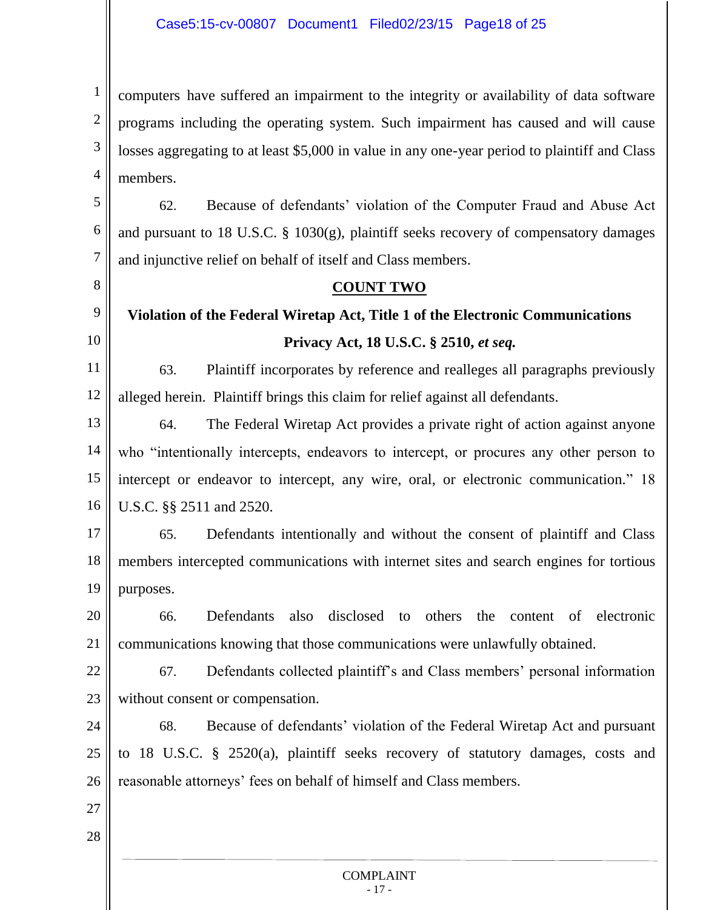computers have suffered an impairment to the integrity or availability of data software programs including the operating system. Such impairment has caused and will cause losses aggregating to at least $5,000 in value in any one-year period to plaintiff and Class members.

62. Because of defendants' violation of the Computer Fraud and Abuse Act and pursuant to 18 U.S.C. § 1030(g), plaintiff seeks recovery of compensatory damages and injunctive relief on behalf of itself and Class members.

## COUNT TWO

### Violation of the Federal Wiretap Act, Title 1 of the Electronic Communications Privacy Act, 18 U.S.C. § 2510, *et seq.*

63. Plaintiff incorporates by reference and realleges all paragraphs previously alleged herein. Plaintiff brings this claim for relief against all defendants.

64. The Federal Wiretap Act provides a private right of action against anyone who "intentionally intercepts, endeavors to intercept, or procures any other person to intercept or endeavor to intercept, any wire, oral, or electronic communication." 18 U.S.C. §§ 2511 and 2520.

65. Defendants intentionally and without the consent of plaintiff and Class members intercepted communications with internet sites and search engines for tortious purposes.

66. Defendants also disclosed to others the content of electronic communications knowing that those communications were unlawfully obtained.

67. Defendants collected plaintiff's and Class members' personal information without consent or compensation.

68. Because of defendants' violation of the Federal Wiretap Act and pursuant to 18 U.S.C. § 2520(a), plaintiff seeks recovery of statutory damages, costs and reasonable attorneys' fees on behalf of himself and Class members.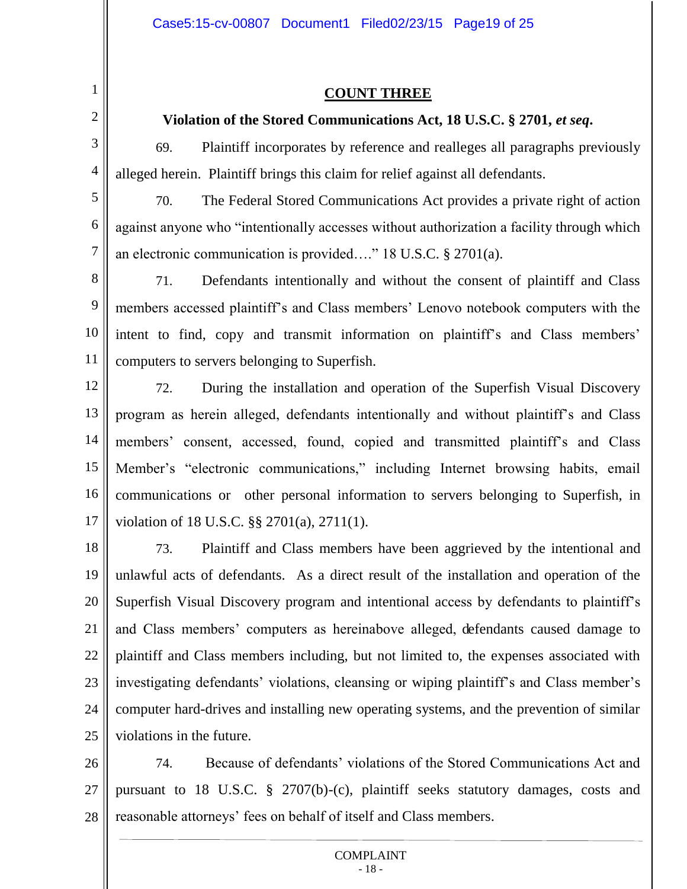## COUNT THREE

**Violation of the Stored Communications Act, 18 U.S.C. § 2701, *et seq*.**

69. Plaintiff incorporates by reference and realleges all paragraphs previously alleged herein. Plaintiff brings this claim for relief against all defendants.

70. The Federal Stored Communications Act provides a private right of action against anyone who "intentionally accesses without authorization a facility through which an electronic communication is provided…." 18 U.S.C. § 2701(a).

71. Defendants intentionally and without the consent of plaintiff and Class members accessed plaintiff's and Class members' Lenovo notebook computers with the intent to find, copy and transmit information on plaintiff's and Class members' computers to servers belonging to Superfish.

72. During the installation and operation of the Superfish Visual Discovery program as herein alleged, defendants intentionally and without plaintiff's and Class members' consent, accessed, found, copied and transmitted plaintiff's and Class Member's "electronic communications," including Internet browsing habits, email communications or other personal information to servers belonging to Superfish, in violation of 18 U.S.C. §§ 2701(a), 2711(1).

73. Plaintiff and Class members have been aggrieved by the intentional and unlawful acts of defendants. As a direct result of the installation and operation of the Superfish Visual Discovery program and intentional access by defendants to plaintiff's and Class members' computers as hereinabove alleged, defendants caused damage to plaintiff and Class members including, but not limited to, the expenses associated with investigating defendants' violations, cleansing or wiping plaintiff's and Class member's computer hard-drives and installing new operating systems, and the prevention of similar violations in the future.

74. Because of defendants' violations of the Stored Communications Act and pursuant to 18 U.S.C. § 2707(b)-(c), plaintiff seeks statutory damages, costs and reasonable attorneys' fees on behalf of itself and Class members.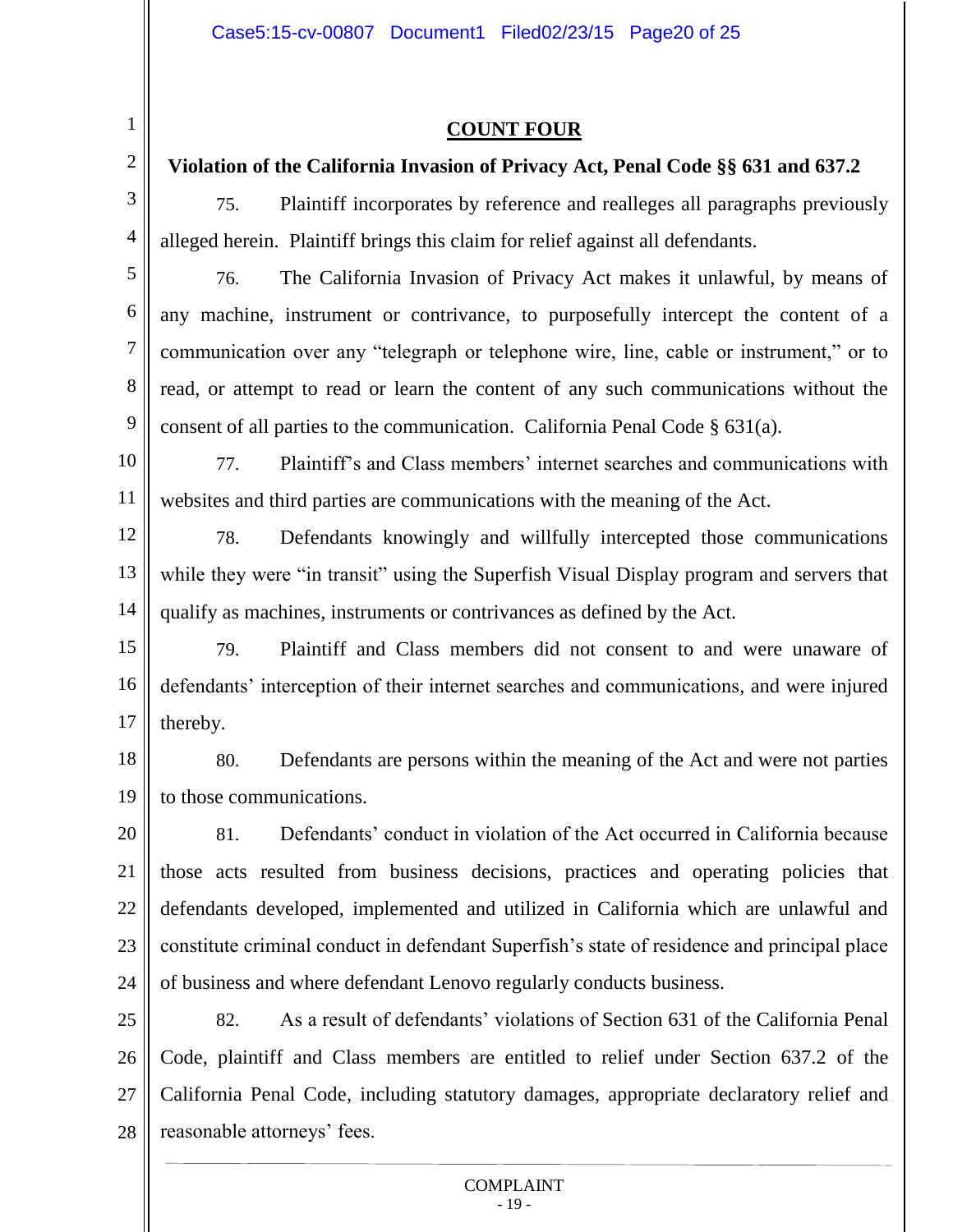## COUNT FOUR

**Violation of the California Invasion of Privacy Act, Penal Code §§ 631 and 637.2**

75. Plaintiff incorporates by reference and realleges all paragraphs previously alleged herein. Plaintiff brings this claim for relief against all defendants.

76. The California Invasion of Privacy Act makes it unlawful, by means of any machine, instrument or contrivance, to purposefully intercept the content of a communication over any "telegraph or telephone wire, line, cable or instrument," or to read, or attempt to read or learn the content of any such communications without the consent of all parties to the communication. California Penal Code § 631(a).

77. Plaintiff's and Class members' internet searches and communications with websites and third parties are communications with the meaning of the Act.

78. Defendants knowingly and willfully intercepted those communications while they were "in transit" using the Superfish Visual Display program and servers that qualify as machines, instruments or contrivances as defined by the Act.

79. Plaintiff and Class members did not consent to and were unaware of defendants' interception of their internet searches and communications, and were injured thereby.

80. Defendants are persons within the meaning of the Act and were not parties to those communications.

81. Defendants' conduct in violation of the Act occurred in California because those acts resulted from business decisions, practices and operating policies that defendants developed, implemented and utilized in California which are unlawful and constitute criminal conduct in defendant Superfish's state of residence and principal place of business and where defendant Lenovo regularly conducts business.

82. As a result of defendants' violations of Section 631 of the California Penal Code, plaintiff and Class members are entitled to relief under Section 637.2 of the California Penal Code, including statutory damages, appropriate declaratory relief and reasonable attorneys' fees.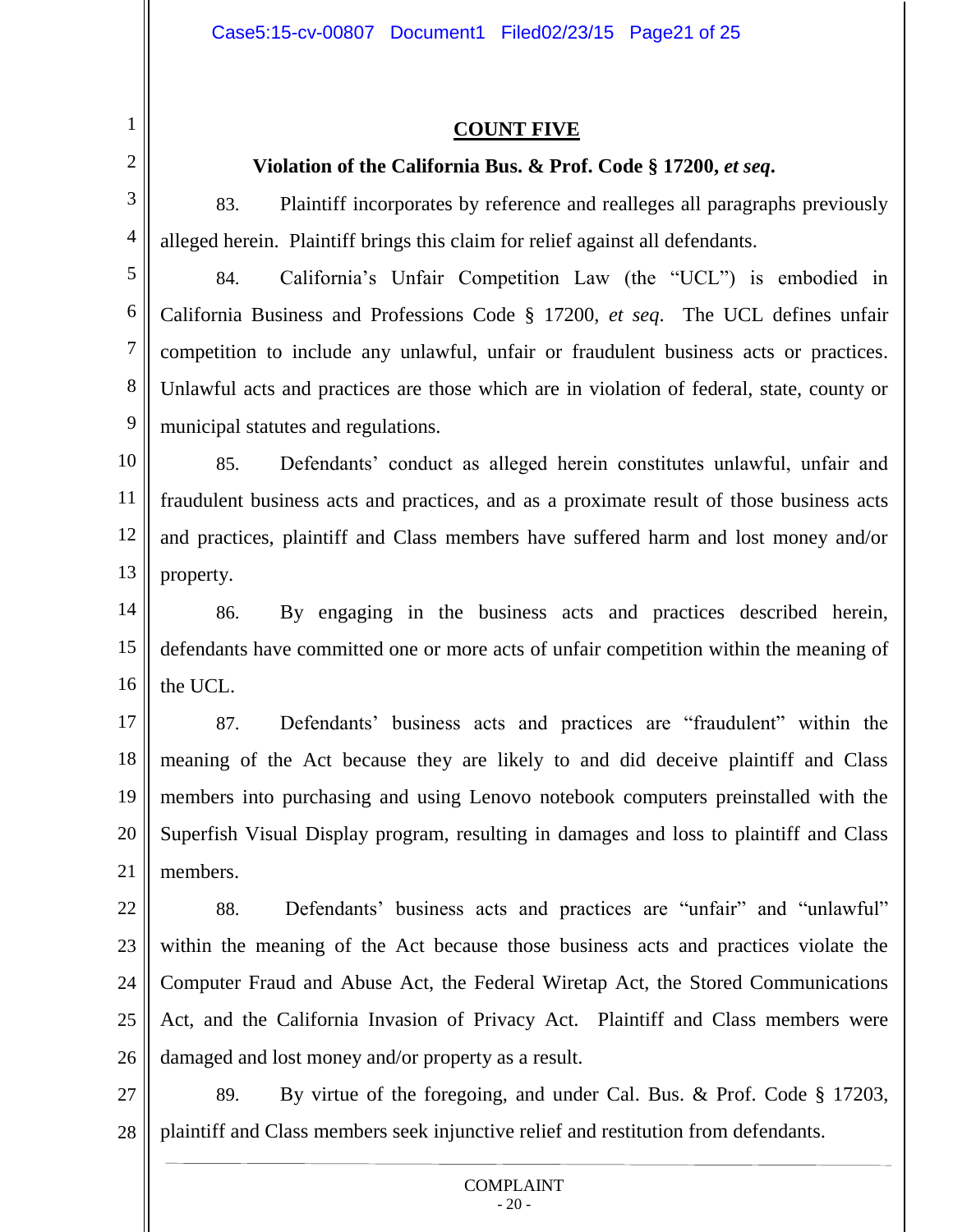## COUNT FIVE

### Violation of the California Bus. & Prof. Code § 17200, *et seq.*

83. Plaintiff incorporates by reference and realleges all paragraphs previously alleged herein. Plaintiff brings this claim for relief against all defendants.

84. California's Unfair Competition Law (the "UCL") is embodied in California Business and Professions Code § 17200, *et seq*. The UCL defines unfair competition to include any unlawful, unfair or fraudulent business acts or practices. Unlawful acts and practices are those which are in violation of federal, state, county or municipal statutes and regulations.

85. Defendants' conduct as alleged herein constitutes unlawful, unfair and fraudulent business acts and practices, and as a proximate result of those business acts and practices, plaintiff and Class members have suffered harm and lost money and/or property.

86. By engaging in the business acts and practices described herein, defendants have committed one or more acts of unfair competition within the meaning of the UCL.

87. Defendants' business acts and practices are "fraudulent" within the meaning of the Act because they are likely to and did deceive plaintiff and Class members into purchasing and using Lenovo notebook computers preinstalled with the Superfish Visual Display program, resulting in damages and loss to plaintiff and Class members.

88. Defendants' business acts and practices are "unfair" and "unlawful" within the meaning of the Act because those business acts and practices violate the Computer Fraud and Abuse Act, the Federal Wiretap Act, the Stored Communications Act, and the California Invasion of Privacy Act. Plaintiff and Class members were damaged and lost money and/or property as a result.

89. By virtue of the foregoing, and under Cal. Bus. & Prof. Code § 17203, plaintiff and Class members seek injunctive relief and restitution from defendants.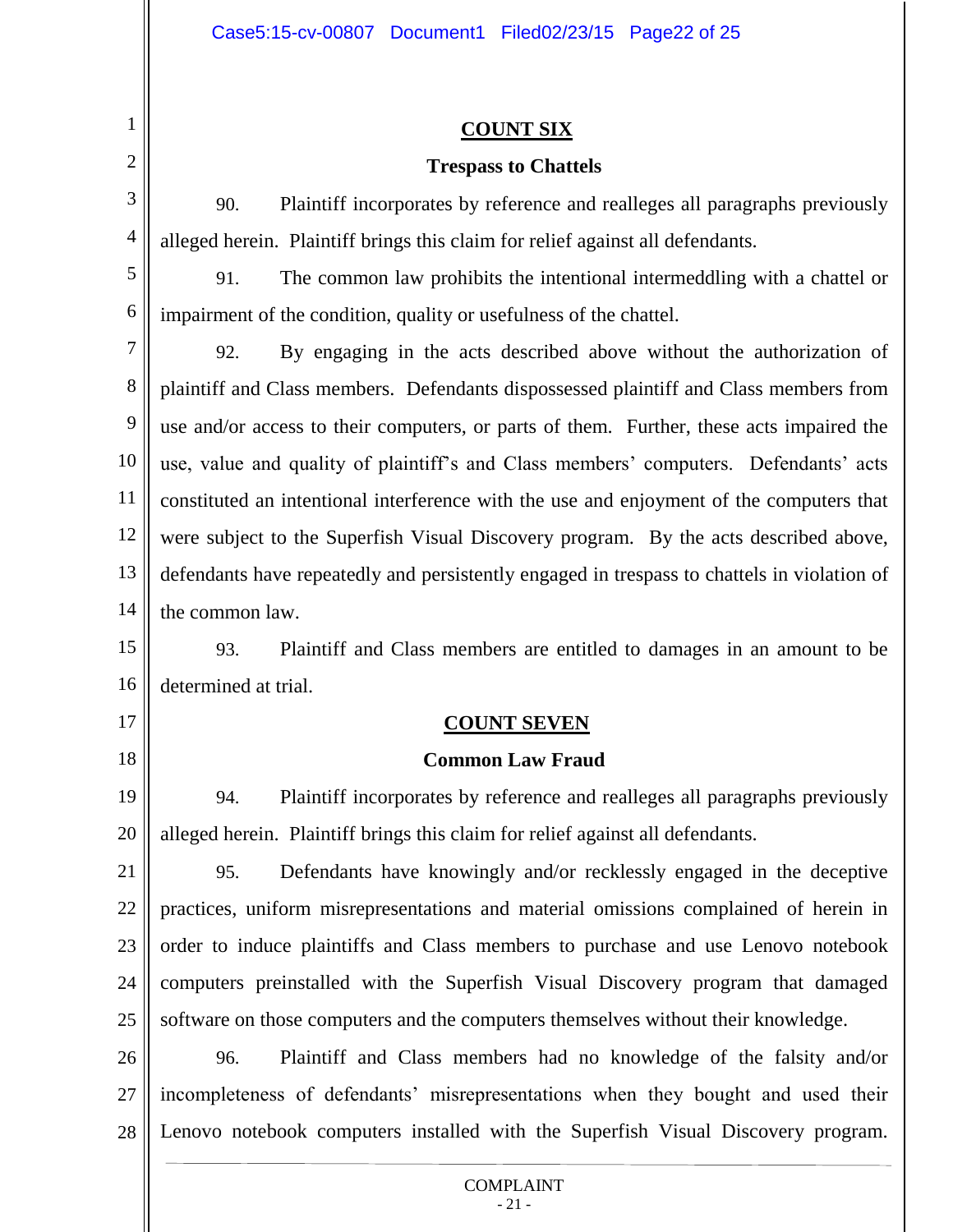## COUNT SIX

### Trespass to Chattels

90. Plaintiff incorporates by reference and realleges all paragraphs previously alleged herein. Plaintiff brings this claim for relief against all defendants.

91. The common law prohibits the intentional intermeddling with a chattel or impairment of the condition, quality or usefulness of the chattel.

92. By engaging in the acts described above without the authorization of plaintiff and Class members. Defendants dispossessed plaintiff and Class members from use and/or access to their computers, or parts of them. Further, these acts impaired the use, value and quality of plaintiff's and Class members' computers. Defendants' acts constituted an intentional interference with the use and enjoyment of the computers that were subject to the Superfish Visual Discovery program. By the acts described above, defendants have repeatedly and persistently engaged in trespass to chattels in violation of the common law.

93. Plaintiff and Class members are entitled to damages in an amount to be determined at trial.

## COUNT SEVEN

### Common Law Fraud

94. Plaintiff incorporates by reference and realleges all paragraphs previously alleged herein. Plaintiff brings this claim for relief against all defendants.

95. Defendants have knowingly and/or recklessly engaged in the deceptive practices, uniform misrepresentations and material omissions complained of herein in order to induce plaintiffs and Class members to purchase and use Lenovo notebook computers preinstalled with the Superfish Visual Discovery program that damaged software on those computers and the computers themselves without their knowledge.

96. Plaintiff and Class members had no knowledge of the falsity and/or incompleteness of defendants' misrepresentations when they bought and used their Lenovo notebook computers installed with the Superfish Visual Discovery program.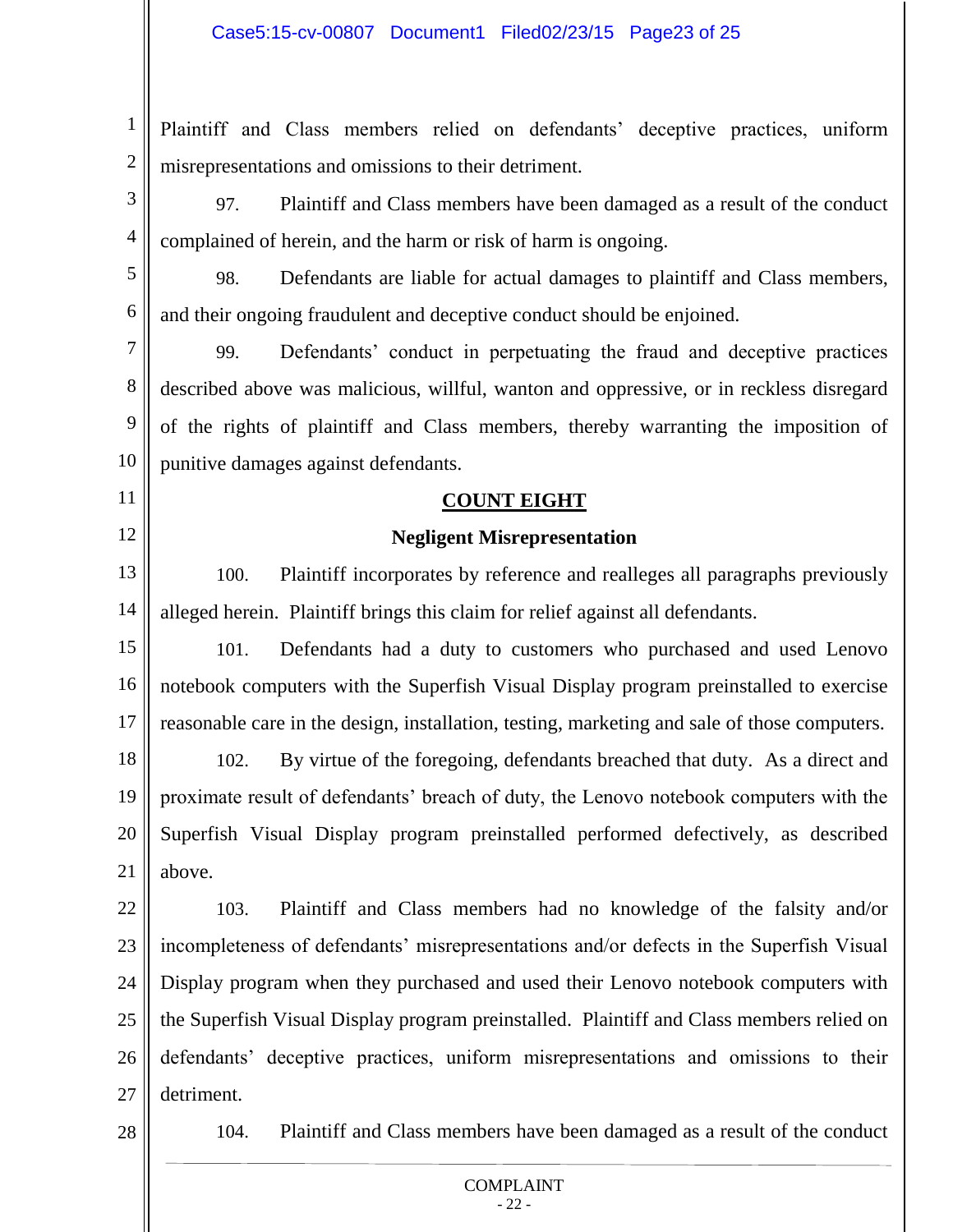Plaintiff and Class members relied on defendants' deceptive practices, uniform misrepresentations and omissions to their detriment.

97. Plaintiff and Class members have been damaged as a result of the conduct complained of herein, and the harm or risk of harm is ongoing.

98. Defendants are liable for actual damages to plaintiff and Class members, and their ongoing fraudulent and deceptive conduct should be enjoined.

99. Defendants' conduct in perpetuating the fraud and deceptive practices described above was malicious, willful, wanton and oppressive, or in reckless disregard of the rights of plaintiff and Class members, thereby warranting the imposition of punitive damages against defendants.

## COUNT EIGHT

### Negligent Misrepresentation

100. Plaintiff incorporates by reference and realleges all paragraphs previously alleged herein. Plaintiff brings this claim for relief against all defendants.

101. Defendants had a duty to customers who purchased and used Lenovo notebook computers with the Superfish Visual Display program preinstalled to exercise reasonable care in the design, installation, testing, marketing and sale of those computers.

102. By virtue of the foregoing, defendants breached that duty. As a direct and proximate result of defendants' breach of duty, the Lenovo notebook computers with the Superfish Visual Display program preinstalled performed defectively, as described above.

103. Plaintiff and Class members had no knowledge of the falsity and/or incompleteness of defendants' misrepresentations and/or defects in the Superfish Visual Display program when they purchased and used their Lenovo notebook computers with the Superfish Visual Display program preinstalled. Plaintiff and Class members relied on defendants' deceptive practices, uniform misrepresentations and omissions to their detriment.

104. Plaintiff and Class members have been damaged as a result of the conduct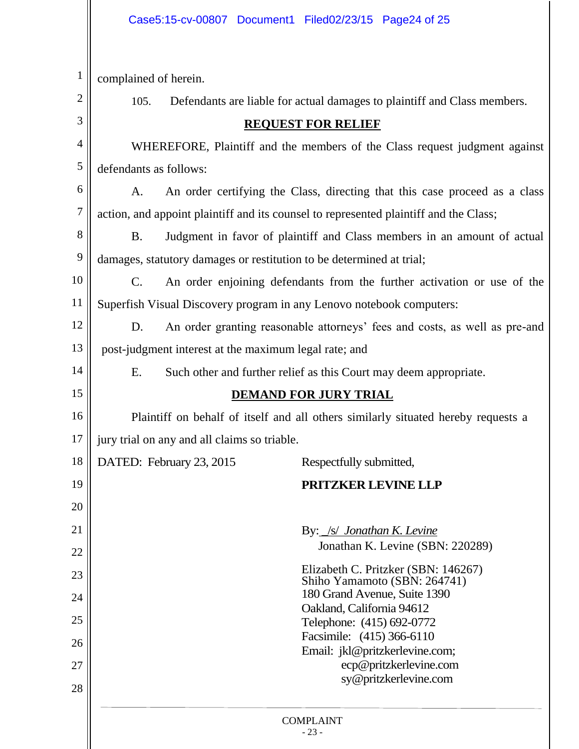complained of herein.

105. Defendants are liable for actual damages to plaintiff and Class members.

## REQUEST FOR RELIEF

WHEREFORE, Plaintiff and the members of the Class request judgment against defendants as follows:

A. An order certifying the Class, directing that this case proceed as a class action, and appoint plaintiff and its counsel to represented plaintiff and the Class;

B. Judgment in favor of plaintiff and Class members in an amount of actual damages, statutory damages or restitution to be determined at trial;

C. An order enjoining defendants from the further activation or use of the Superfish Visual Discovery program in any Lenovo notebook computers:

D. An order granting reasonable attorneys' fees and costs, as well as pre-and post-judgment interest at the maximum legal rate; and

E. Such other and further relief as this Court may deem appropriate.

## DEMAND FOR JURY TRIAL

Plaintiff on behalf of itself and all others similarly situated hereby requests a jury trial on any and all claims so triable.

DATED: February 23, 2015

Respectfully submitted,

**PRITZKER LEVINE LLP**

By: /s/ *Jonathan K. Levine*
Jonathan K. Levine (SBN: 220289)

Elizabeth C. Pritzker (SBN: 146267)
Shiho Yamamoto (SBN: 264741)
180 Grand Avenue, Suite 1390
Oakland, California 94612
Telephone: (415) 692-0772
Facsimile: (415) 366-6110
Email: jkl@pritzkerlevine.com;
ecp@pritzkerlevine.com
sy@pritzkerlevine.com

COMPLAINT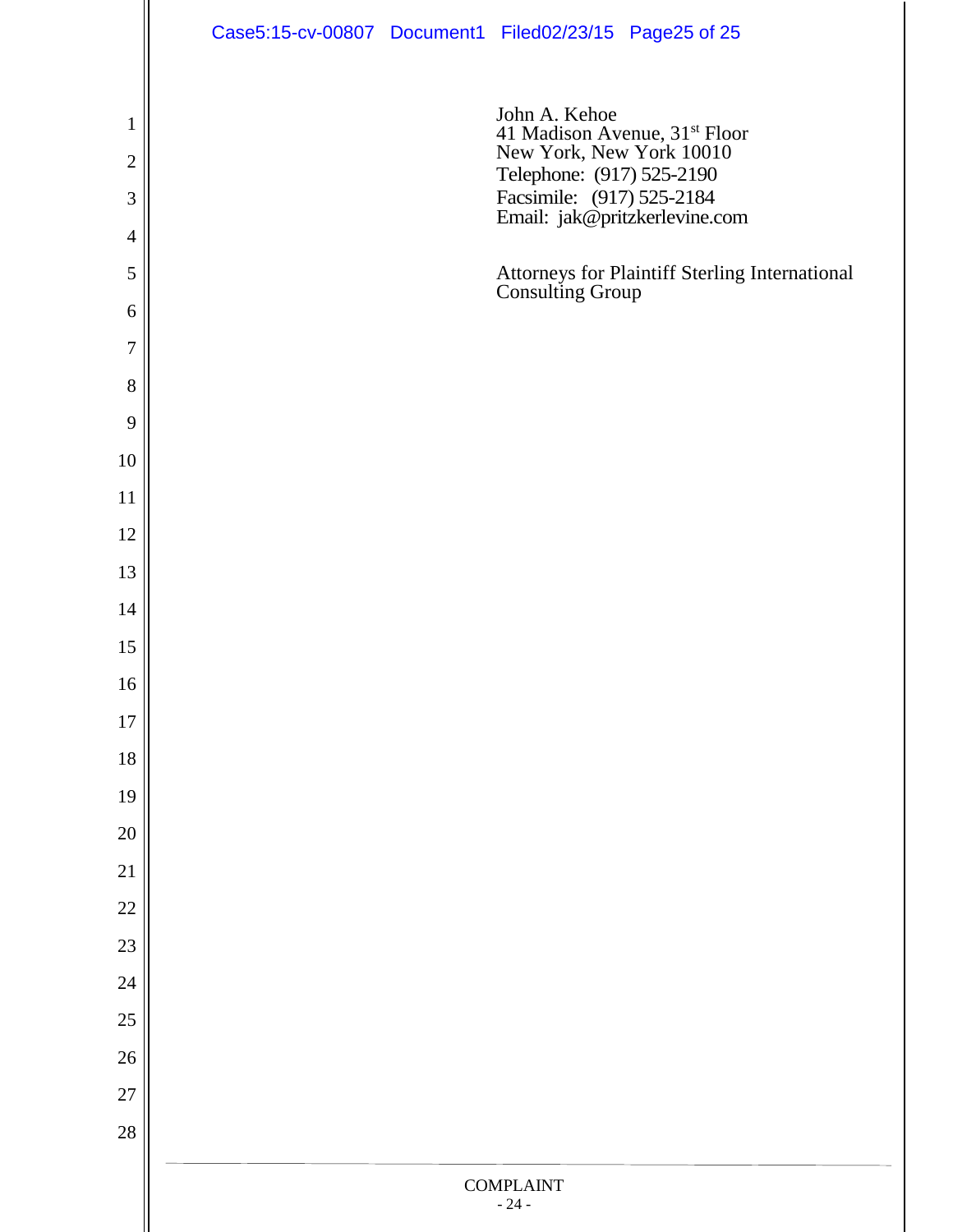John A. Kehoe
41 Madison Avenue, 31st Floor
New York, New York 10010
Telephone: (917) 525-2190
Facsimile: (917) 525-2184
Email: jak@pritzkerlevine.com

Attorneys for Plaintiff Sterling International Consulting Group